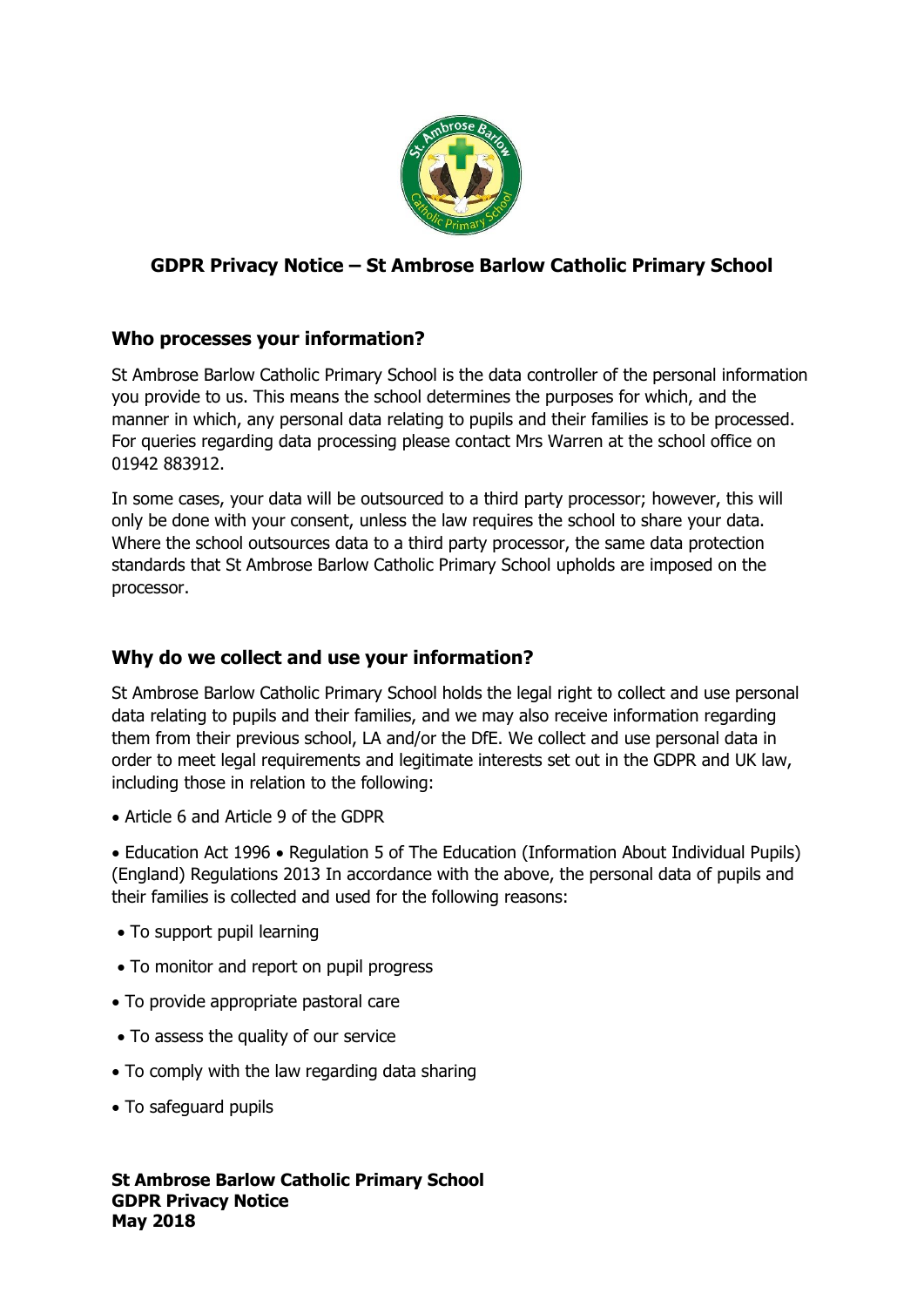# GDPR Privacy Notice – St Ambrose Barlow Catholic Primary School

## Who processes your information?

St Ambrose Barlow Catholic Primary School is the data controller of the personal information you provide to us. This means the school determines the purposes for which, and the manner in which, any personal data relating to pupils and their families is to be processed. For queries regarding data processing please contact Mrs Warren at the school office on 01942 883912.

In some cases, your data will be outsourced to a third party processor; however, this will only be done with your consent, unless the law requires the school to share your data. Where the school outsources data to a third party processor, the same data protection standards that St Ambrose Barlow Catholic Primary School upholds are imposed on the processor.

## Why do we collect and use your information?

St Ambrose Barlow Catholic Primary School holds the legal right to collect and use personal data relating to pupils and their families, and we may also receive information regarding them from their previous school, LA and/or the DfE. We collect and use personal data in order to meet legal requirements and legitimate interests set out in the GDPR and UK law, including those in relation to the following:

- Article 6 and Article 9 of the GDPR

- Education Act 1996 • Regulation 5 of The Education (Information About Individual Pupils) (England) Regulations 2013 In accordance with the above, the personal data of pupils and their families is collected and used for the following reasons:

- To support pupil learning
- To monitor and report on pupil progress
- To provide appropriate pastoral care
- To assess the quality of our service
- To comply with the law regarding data sharing
- To safeguard pupils

**St Ambrose Barlow Catholic Primary School**
**GDPR Privacy Notice**
**May 2018**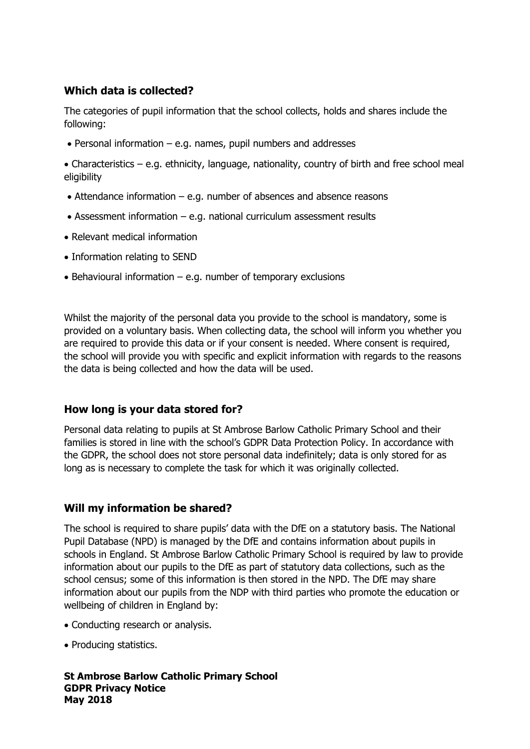## Which data is collected?

The categories of pupil information that the school collects, holds and shares include the following:

- Personal information – e.g. names, pupil numbers and addresses
- Characteristics – e.g. ethnicity, language, nationality, country of birth and free school meal eligibility
- Attendance information – e.g. number of absences and absence reasons
- Assessment information – e.g. national curriculum assessment results
- Relevant medical information
- Information relating to SEND
- Behavioural information – e.g. number of temporary exclusions

Whilst the majority of the personal data you provide to the school is mandatory, some is provided on a voluntary basis. When collecting data, the school will inform you whether you are required to provide this data or if your consent is needed. Where consent is required, the school will provide you with specific and explicit information with regards to the reasons the data is being collected and how the data will be used.

## How long is your data stored for?

Personal data relating to pupils at St Ambrose Barlow Catholic Primary School and their families is stored in line with the school's GDPR Data Protection Policy. In accordance with the GDPR, the school does not store personal data indefinitely; data is only stored for as long as is necessary to complete the task for which it was originally collected.

## Will my information be shared?

The school is required to share pupils' data with the DfE on a statutory basis. The National Pupil Database (NPD) is managed by the DfE and contains information about pupils in schools in England. St Ambrose Barlow Catholic Primary School is required by law to provide information about our pupils to the DfE as part of statutory data collections, such as the school census; some of this information is then stored in the NPD. The DfE may share information about our pupils from the NDP with third parties who promote the education or wellbeing of children in England by:

- Conducting research or analysis.
- Producing statistics.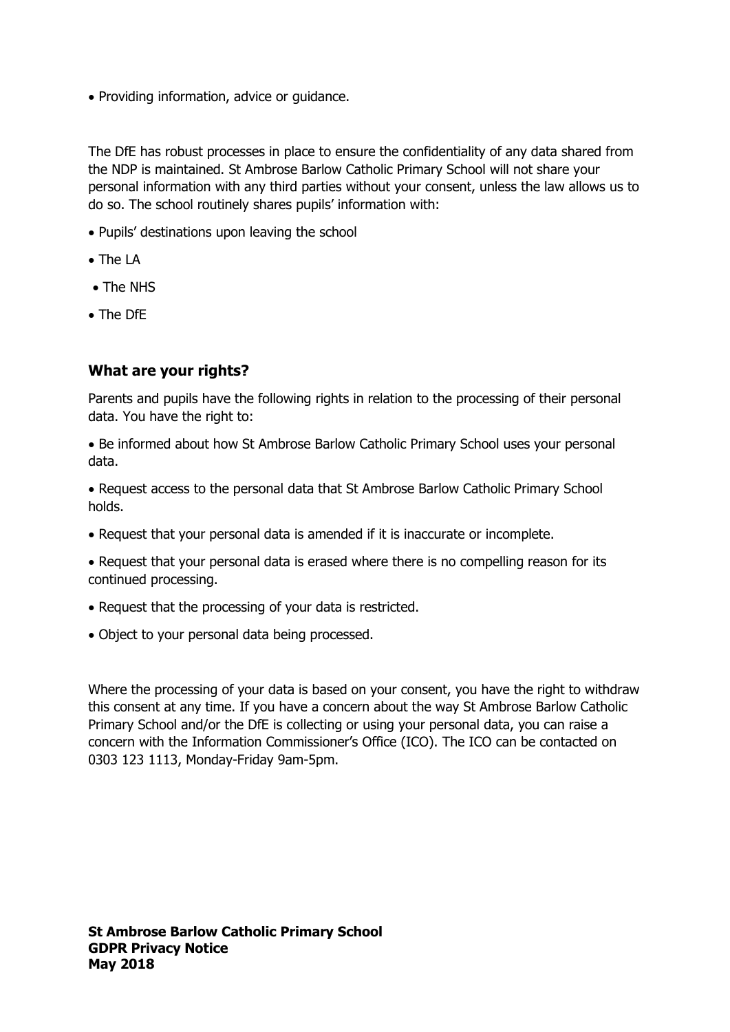- Providing information, advice or guidance.

The DfE has robust processes in place to ensure the confidentiality of any data shared from the NDP is maintained. St Ambrose Barlow Catholic Primary School will not share your personal information with any third parties without your consent, unless the law allows us to do so. The school routinely shares pupils' information with:

- Pupils' destinations upon leaving the school
- The LA
- The NHS
- The DfE

## What are your rights?

Parents and pupils have the following rights in relation to the processing of their personal data. You have the right to:

- Be informed about how St Ambrose Barlow Catholic Primary School uses your personal data.
- Request access to the personal data that St Ambrose Barlow Catholic Primary School holds.
- Request that your personal data is amended if it is inaccurate or incomplete.
- Request that your personal data is erased where there is no compelling reason for its continued processing.
- Request that the processing of your data is restricted.
- Object to your personal data being processed.

Where the processing of your data is based on your consent, you have the right to withdraw this consent at any time. If you have a concern about the way St Ambrose Barlow Catholic Primary School and/or the DfE is collecting or using your personal data, you can raise a concern with the Information Commissioner's Office (ICO). The ICO can be contacted on 0303 123 1113, Monday-Friday 9am-5pm.

**St Ambrose Barlow Catholic Primary School**
**GDPR Privacy Notice**
**May 2018**